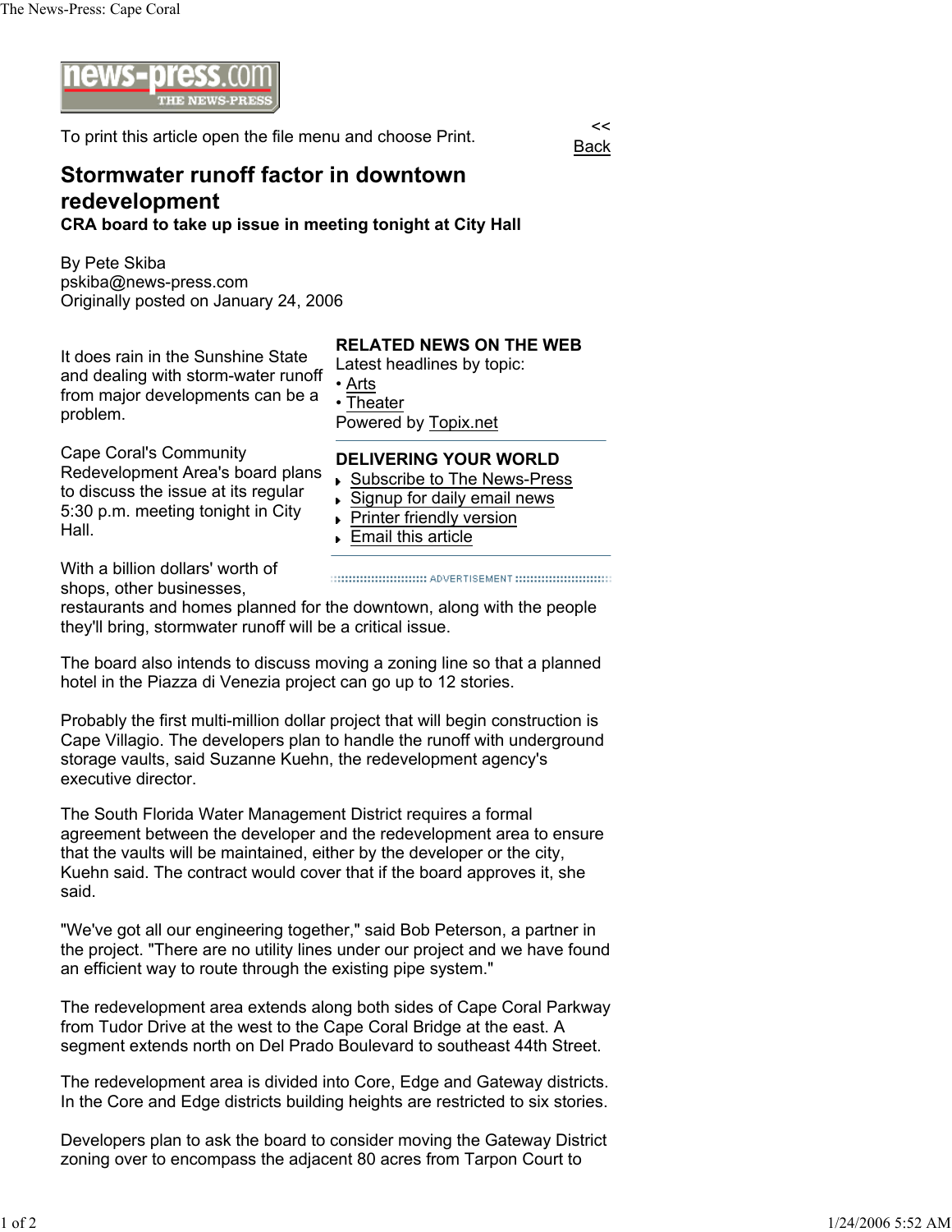To print this article open the file menu and choose Print.

<< Back

# Stormwater runoff factor in downtown redevelopment

**CRA board to take up issue in meeting tonight at City Hall**

By Pete Skiba
pskiba@news-press.com
Originally posted on January 24, 2006

It does rain in the Sunshine State and dealing with storm-water runoff from major developments can be a problem.

Cape Coral's Community Redevelopment Area's board plans to discuss the issue at its regular 5:30 p.m. meeting tonight in City Hall.

With a billion dollars' worth of shops, other businesses, restaurants and homes planned for the downtown, along with the people they'll bring, stormwater runoff will be a critical issue.

The board also intends to discuss moving a zoning line so that a planned hotel in the Piazza di Venezia project can go up to 12 stories.

Probably the first multi-million dollar project that will begin construction is Cape Villagio. The developers plan to handle the runoff with underground storage vaults, said Suzanne Kuehn, the redevelopment agency's executive director.

The South Florida Water Management District requires a formal agreement between the developer and the redevelopment area to ensure that the vaults will be maintained, either by the developer or the city, Kuehn said. The contract would cover that if the board approves it, she said.

"We've got all our engineering together," said Bob Peterson, a partner in the project. "There are no utility lines under our project and we have found an efficient way to route through the existing pipe system."

The redevelopment area extends along both sides of Cape Coral Parkway from Tudor Drive at the west to the Cape Coral Bridge at the east. A segment extends north on Del Prado Boulevard to southeast 44th Street.

The redevelopment area is divided into Core, Edge and Gateway districts. In the Core and Edge districts building heights are restricted to six stories.

Developers plan to ask the board to consider moving the Gateway District zoning over to encompass the adjacent 80 acres from Tarpon Court to

**RELATED NEWS ON THE WEB**
Latest headlines by topic:
- Arts
- Theater

Powered by Topix.net

**DELIVERING YOUR WORLD**
- Subscribe to The News-Press
- Signup for daily email news
- Printer friendly version
- Email this article

ADVERTISEMENT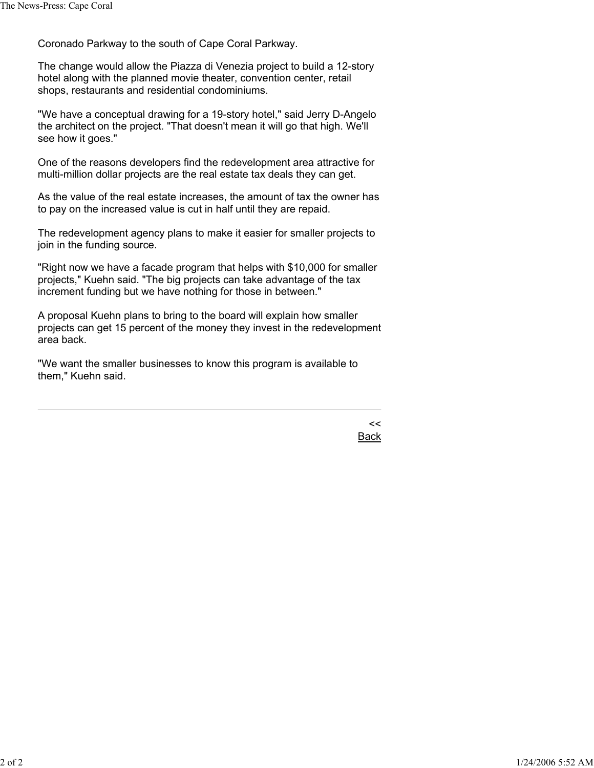Coronado Parkway to the south of Cape Coral Parkway.

The change would allow the Piazza di Venezia project to build a 12-story hotel along with the planned movie theater, convention center, retail shops, restaurants and residential condominiums.

"We have a conceptual drawing for a 19-story hotel," said Jerry D-Angelo the architect on the project. "That doesn't mean it will go that high. We'll see how it goes."

One of the reasons developers find the redevelopment area attractive for multi-million dollar projects are the real estate tax deals they can get.

As the value of the real estate increases, the amount of tax the owner has to pay on the increased value is cut in half until they are repaid.

The redevelopment agency plans to make it easier for smaller projects to join in the funding source.

"Right now we have a facade program that helps with $10,000 for smaller projects," Kuehn said. "The big projects can take advantage of the tax increment funding but we have nothing for those in between."

A proposal Kuehn plans to bring to the board will explain how smaller projects can get 15 percent of the money they invest in the redevelopment area back.

"We want the smaller businesses to know this program is available to them," Kuehn said.

---

<< Back